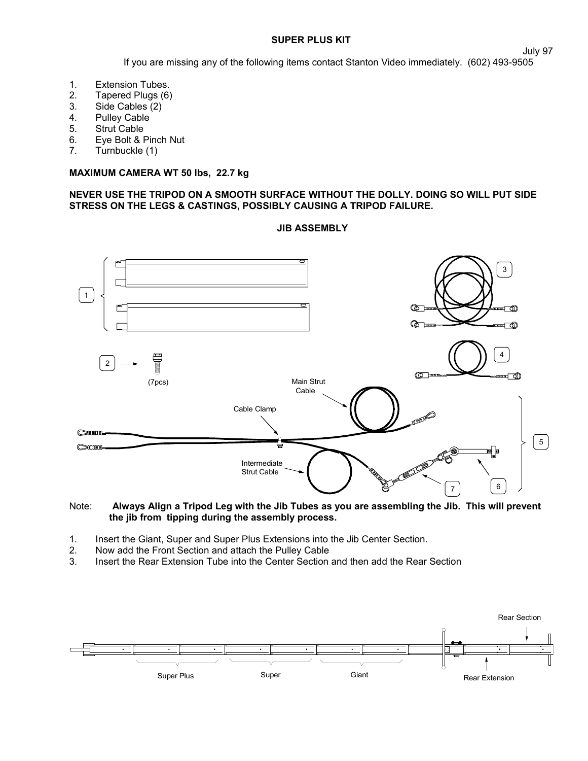**SUPER PLUS KIT**

July 97

If you are missing any of the following items contact Stanton Video immediately. (602) 493-9505

1. Extension Tubes.
2. Tapered Plugs (6)
3. Side Cables (2)
4. Pulley Cable
5. Strut Cable
6. Eye Bolt & Pinch Nut
7. Turnbuckle (1)

**MAXIMUM CAMERA WT 50 lbs, 22.7 kg**

**NEVER USE THE TRIPOD ON A SMOOTH SURFACE WITHOUT THE DOLLY. DOING SO WILL PUT SIDE STRESS ON THE LEGS & CASTINGS, POSSIBLY CAUSING A TRIPOD FAILURE.**

**JIB ASSEMBLY**

1

2 (7pcs)

3

4

Main Strut Cable

Cable Clamp

Intermediate Strut Cable

5

6

7

Note: **Always Align a Tripod Leg with the Jib Tubes as you are assembling the Jib. This will prevent the jib from tipping during the assembly process.**

1. Insert the Giant, Super and Super Plus Extensions into the Jib Center Section.
2. Now add the Front Section and attach the Pulley Cable
3. Insert the Rear Extension Tube into the Center Section and then add the Rear Section

Rear Section

Super Plus

Super

Giant

Rear Extension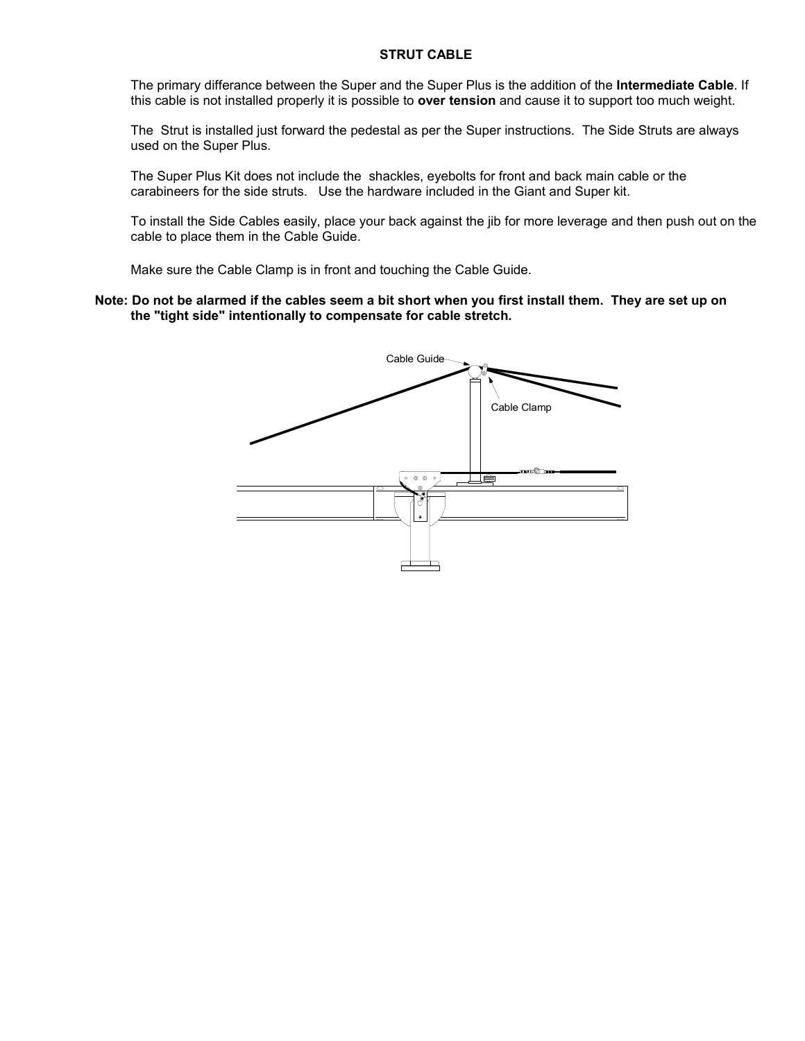## STRUT CABLE

The primary differance between the Super and the Super Plus is the addition of the **Intermediate Cable**. If this cable is not installed properly it is possible to **over tension** and cause it to support too much weight.

The Strut is installed just forward the pedestal as per the Super instructions. The Side Struts are always used on the Super Plus.

The Super Plus Kit does not include the shackles, eyebolts for front and back main cable or the carabineers for the side struts. Use the hardware included in the Giant and Super kit.

To install the Side Cables easily, place your back against the jib for more leverage and then push out on the cable to place them in the Cable Guide.

Make sure the Cable Clamp is in front and touching the Cable Guide.

**Note: Do not be alarmed if the cables seem a bit short when you first install them. They are set up on the "tight side" intentionally to compensate for cable stretch.**

Cable Guide

Cable Clamp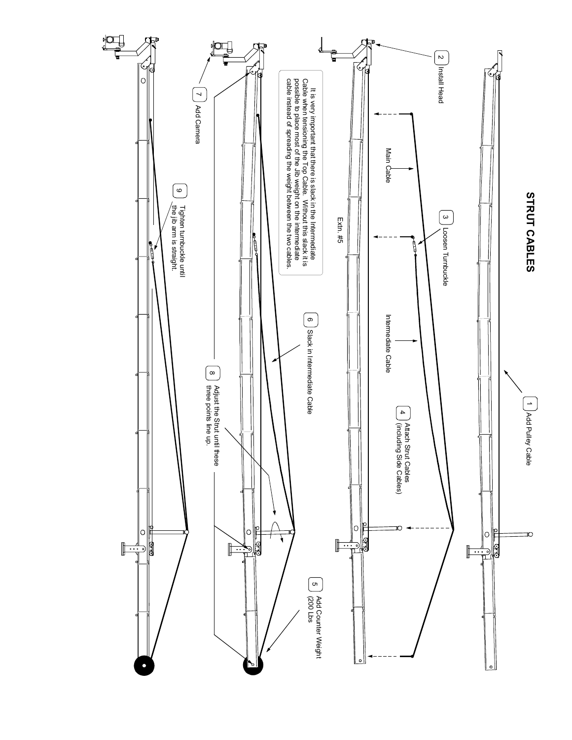# STRUT CABLES

1. Add Pulley Cable

2. Install Head

3. Loosen Turnbuckle

4. Attach Strut Cables (including Side Cables)

Main Cable

Intermediate Cable

Extn. #5

5. Add Counter Weight (200 Lbs

6. Slack in Intermediate Cable

It is very important that there is slack in the Intermediate Cable when tensioning the Top Cable. Without this slack it is possible to place most of the Jib weight on the intermediate cable instead of spreading the weight between the two cables.

7. Add Camera

8. Adjust the Strut until these three points line up.

9. Tighten turnbuckle until the jib arm is straight.